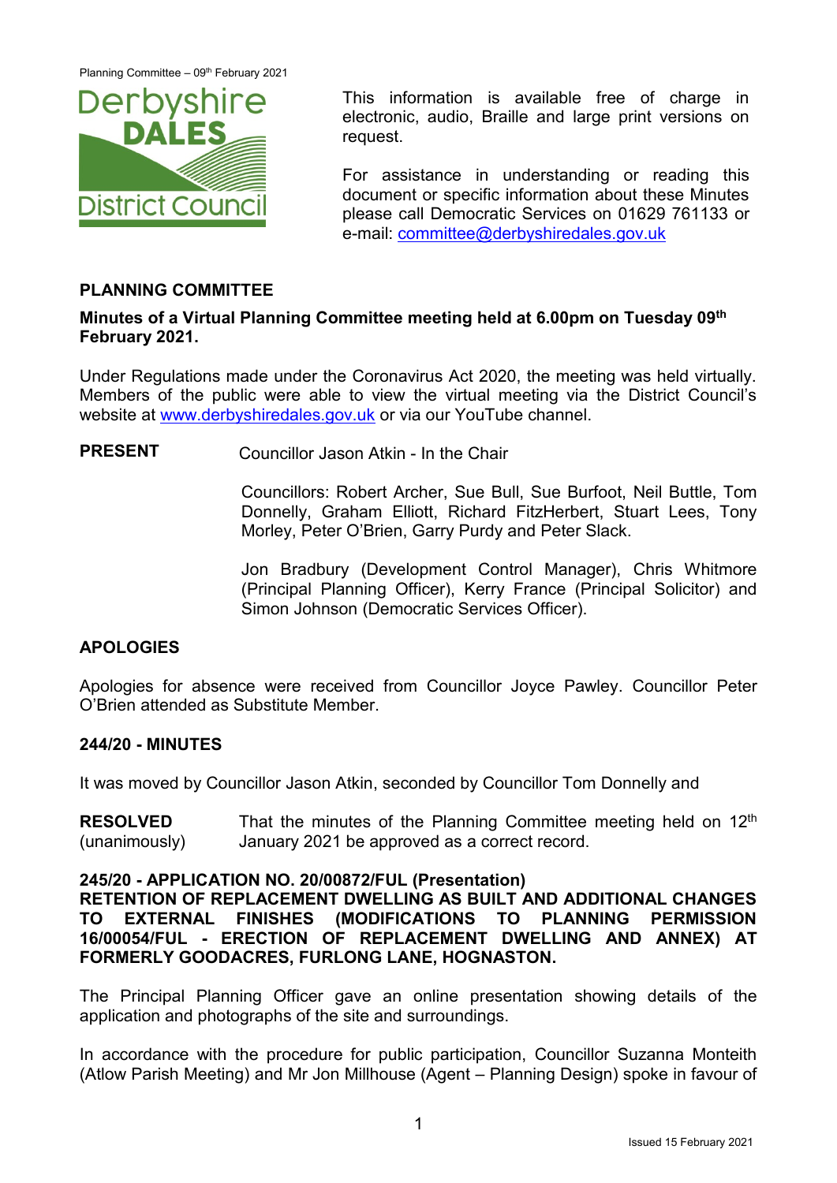This information is available free of charge in electronic, audio, Braille and large print versions on request.

For assistance in understanding or reading this document or specific information about these Minutes please call Democratic Services on 01629 761133 or e-mail: committee@derbyshiredales.gov.uk

## PLANNING COMMITTEE

**Minutes of a Virtual Planning Committee meeting held at 6.00pm on Tuesday 09th February 2021.**

Under Regulations made under the Coronavirus Act 2020, the meeting was held virtually. Members of the public were able to view the virtual meeting via the District Council's website at www.derbyshiredales.gov.uk or via our YouTube channel.

**PRESENT** Councillor Jason Atkin - In the Chair

Councillors: Robert Archer, Sue Bull, Sue Burfoot, Neil Buttle, Tom Donnelly, Graham Elliott, Richard FitzHerbert, Stuart Lees, Tony Morley, Peter O'Brien, Garry Purdy and Peter Slack.

Jon Bradbury (Development Control Manager), Chris Whitmore (Principal Planning Officer), Kerry France (Principal Solicitor) and Simon Johnson (Democratic Services Officer).

### APOLOGIES

Apologies for absence were received from Councillor Joyce Pawley. Councillor Peter O'Brien attended as Substitute Member.

### 244/20 - MINUTES

It was moved by Councillor Jason Atkin, seconded by Councillor Tom Donnelly and

**RESOLVED** (unanimously) That the minutes of the Planning Committee meeting held on 12th January 2021 be approved as a correct record.

### 245/20 - APPLICATION NO. 20/00872/FUL (Presentation)

**RETENTION OF REPLACEMENT DWELLING AS BUILT AND ADDITIONAL CHANGES TO EXTERNAL FINISHES (MODIFICATIONS TO PLANNING PERMISSION 16/00054/FUL - ERECTION OF REPLACEMENT DWELLING AND ANNEX) AT FORMERLY GOODACRES, FURLONG LANE, HOGNASTON.**

The Principal Planning Officer gave an online presentation showing details of the application and photographs of the site and surroundings.

In accordance with the procedure for public participation, Councillor Suzanna Monteith (Atlow Parish Meeting) and Mr Jon Millhouse (Agent – Planning Design) spoke in favour of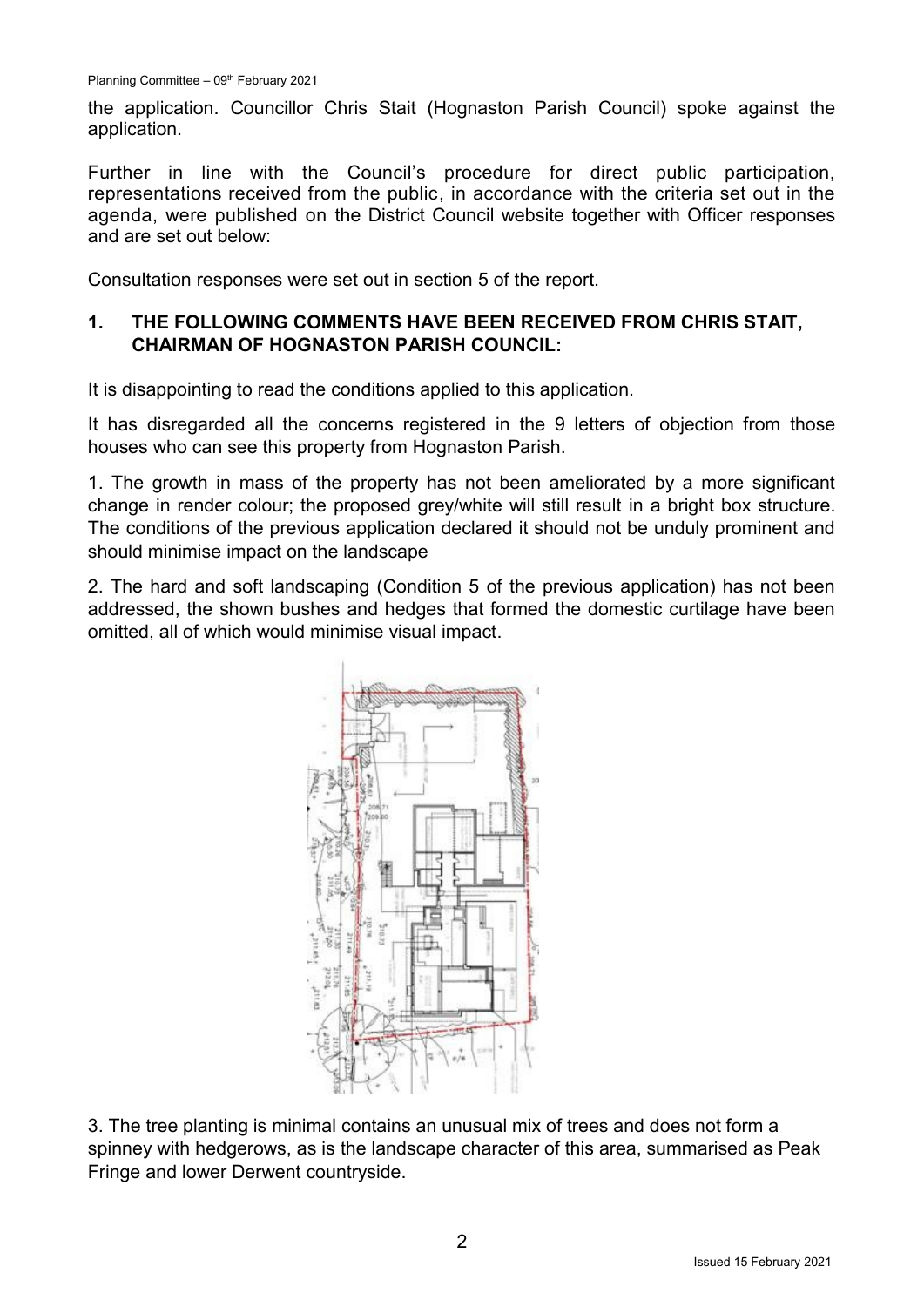the application. Councillor Chris Stait (Hognaston Parish Council) spoke against the application.

Further in line with the Council's procedure for direct public participation, representations received from the public, in accordance with the criteria set out in the agenda, were published on the District Council website together with Officer responses and are set out below:

Consultation responses were set out in section 5 of the report.

## 1. THE FOLLOWING COMMENTS HAVE BEEN RECEIVED FROM CHRIS STAIT, CHAIRMAN OF HOGNASTON PARISH COUNCIL:

It is disappointing to read the conditions applied to this application.

It has disregarded all the concerns registered in the 9 letters of objection from those houses who can see this property from Hognaston Parish.

1. The growth in mass of the property has not been ameliorated by a more significant change in render colour; the proposed grey/white will still result in a bright box structure. The conditions of the previous application declared it should not be unduly prominent and should minimise impact on the landscape

2. The hard and soft landscaping (Condition 5 of the previous application) has not been addressed, the shown bushes and hedges that formed the domestic curtilage have been omitted, all of which would minimise visual impact.

3. The tree planting is minimal contains an unusual mix of trees and does not form a spinney with hedgerows, as is the landscape character of this area, summarised as Peak Fringe and lower Derwent countryside.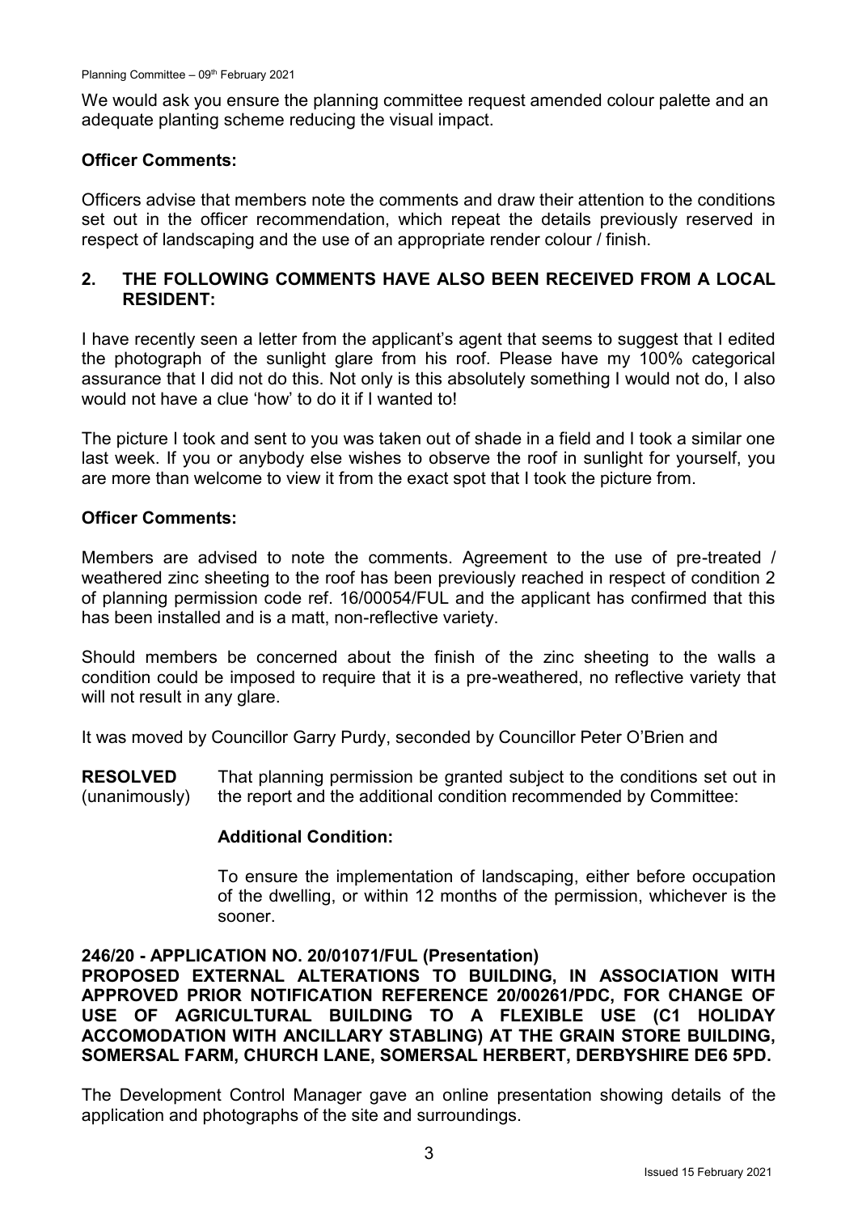We would ask you ensure the planning committee request amended colour palette and an adequate planting scheme reducing the visual impact.

**Officer Comments:**

Officers advise that members note the comments and draw their attention to the conditions set out in the officer recommendation, which repeat the details previously reserved in respect of landscaping and the use of an appropriate render colour / finish.

**2. THE FOLLOWING COMMENTS HAVE ALSO BEEN RECEIVED FROM A LOCAL RESIDENT:**

I have recently seen a letter from the applicant's agent that seems to suggest that I edited the photograph of the sunlight glare from his roof. Please have my 100% categorical assurance that I did not do this. Not only is this absolutely something I would not do, I also would not have a clue 'how' to do it if I wanted to!

The picture I took and sent to you was taken out of shade in a field and I took a similar one last week. If you or anybody else wishes to observe the roof in sunlight for yourself, you are more than welcome to view it from the exact spot that I took the picture from.

**Officer Comments:**

Members are advised to note the comments. Agreement to the use of pre-treated / weathered zinc sheeting to the roof has been previously reached in respect of condition 2 of planning permission code ref. 16/00054/FUL and the applicant has confirmed that this has been installed and is a matt, non-reflective variety.

Should members be concerned about the finish of the zinc sheeting to the walls a condition could be imposed to require that it is a pre-weathered, no reflective variety that will not result in any glare.

It was moved by Councillor Garry Purdy, seconded by Councillor Peter O'Brien and

**RESOLVED** (unanimously) That planning permission be granted subject to the conditions set out in the report and the additional condition recommended by Committee:

**Additional Condition:**

To ensure the implementation of landscaping, either before occupation of the dwelling, or within 12 months of the permission, whichever is the sooner.

**246/20 - APPLICATION NO. 20/01071/FUL (Presentation)**
**PROPOSED EXTERNAL ALTERATIONS TO BUILDING, IN ASSOCIATION WITH APPROVED PRIOR NOTIFICATION REFERENCE 20/00261/PDC, FOR CHANGE OF USE OF AGRICULTURAL BUILDING TO A FLEXIBLE USE (C1 HOLIDAY ACCOMODATION WITH ANCILLARY STABLING) AT THE GRAIN STORE BUILDING, SOMERSAL FARM, CHURCH LANE, SOMERSAL HERBERT, DERBYSHIRE DE6 5PD.**

The Development Control Manager gave an online presentation showing details of the application and photographs of the site and surroundings.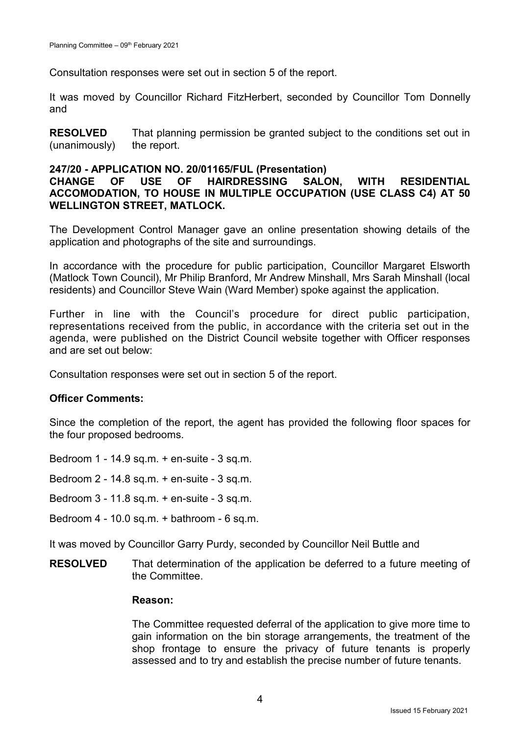Consultation responses were set out in section 5 of the report.

It was moved by Councillor Richard FitzHerbert, seconded by Councillor Tom Donnelly and

**RESOLVED** (unanimously) That planning permission be granted subject to the conditions set out in the report.

**247/20 - APPLICATION NO. 20/01165/FUL (Presentation)**
**CHANGE OF USE OF HAIRDRESSING SALON, WITH RESIDENTIAL ACCOMODATION, TO HOUSE IN MULTIPLE OCCUPATION (USE CLASS C4) AT 50 WELLINGTON STREET, MATLOCK.**

The Development Control Manager gave an online presentation showing details of the application and photographs of the site and surroundings.

In accordance with the procedure for public participation, Councillor Margaret Elsworth (Matlock Town Council), Mr Philip Branford, Mr Andrew Minshall, Mrs Sarah Minshall (local residents) and Councillor Steve Wain (Ward Member) spoke against the application.

Further in line with the Council's procedure for direct public participation, representations received from the public, in accordance with the criteria set out in the agenda, were published on the District Council website together with Officer responses and are set out below:

Consultation responses were set out in section 5 of the report.

**Officer Comments:**

Since the completion of the report, the agent has provided the following floor spaces for the four proposed bedrooms.

Bedroom 1 - 14.9 sq.m. + en-suite - 3 sq.m.

Bedroom 2 - 14.8 sq.m. + en-suite - 3 sq.m.

Bedroom 3 - 11.8 sq.m. + en-suite - 3 sq.m.

Bedroom 4 - 10.0 sq.m. + bathroom - 6 sq.m.

It was moved by Councillor Garry Purdy, seconded by Councillor Neil Buttle and

**RESOLVED** That determination of the application be deferred to a future meeting of the Committee.

**Reason:**

The Committee requested deferral of the application to give more time to gain information on the bin storage arrangements, the treatment of the shop frontage to ensure the privacy of future tenants is properly assessed and to try and establish the precise number of future tenants.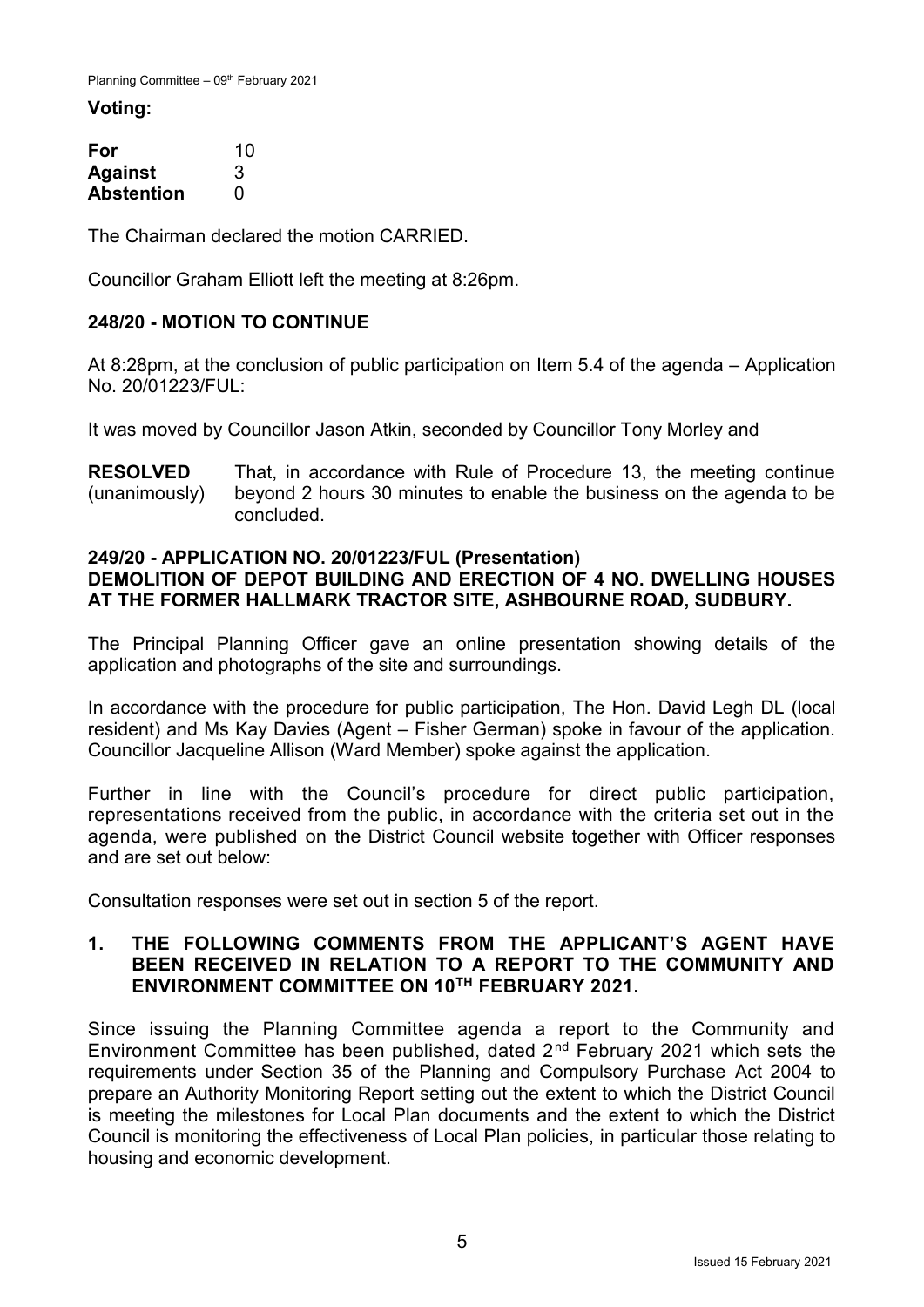**Voting:**

| | |
|---|---|
| **For** | 10 |
| **Against** | 3 |
| **Abstention** | 0 |

The Chairman declared the motion CARRIED.

Councillor Graham Elliott left the meeting at 8:26pm.

## 248/20 - MOTION TO CONTINUE

At 8:28pm, at the conclusion of public participation on Item 5.4 of the agenda – Application No. 20/01223/FUL:

It was moved by Councillor Jason Atkin, seconded by Councillor Tony Morley and

**RESOLVED** (unanimously) That, in accordance with Rule of Procedure 13, the meeting continue beyond 2 hours 30 minutes to enable the business on the agenda to be concluded.

## 249/20 - APPLICATION NO. 20/01223/FUL (Presentation) DEMOLITION OF DEPOT BUILDING AND ERECTION OF 4 NO. DWELLING HOUSES AT THE FORMER HALLMARK TRACTOR SITE, ASHBOURNE ROAD, SUDBURY.

The Principal Planning Officer gave an online presentation showing details of the application and photographs of the site and surroundings.

In accordance with the procedure for public participation, The Hon. David Legh DL (local resident) and Ms Kay Davies (Agent – Fisher German) spoke in favour of the application. Councillor Jacqueline Allison (Ward Member) spoke against the application.

Further in line with the Council's procedure for direct public participation, representations received from the public, in accordance with the criteria set out in the agenda, were published on the District Council website together with Officer responses and are set out below:

Consultation responses were set out in section 5 of the report.

### 1. THE FOLLOWING COMMENTS FROM THE APPLICANT'S AGENT HAVE BEEN RECEIVED IN RELATION TO A REPORT TO THE COMMUNITY AND ENVIRONMENT COMMITTEE ON 10TH FEBRUARY 2021.

Since issuing the Planning Committee agenda a report to the Community and Environment Committee has been published, dated 2nd February 2021 which sets the requirements under Section 35 of the Planning and Compulsory Purchase Act 2004 to prepare an Authority Monitoring Report setting out the extent to which the District Council is meeting the milestones for Local Plan documents and the extent to which the District Council is monitoring the effectiveness of Local Plan policies, in particular those relating to housing and economic development.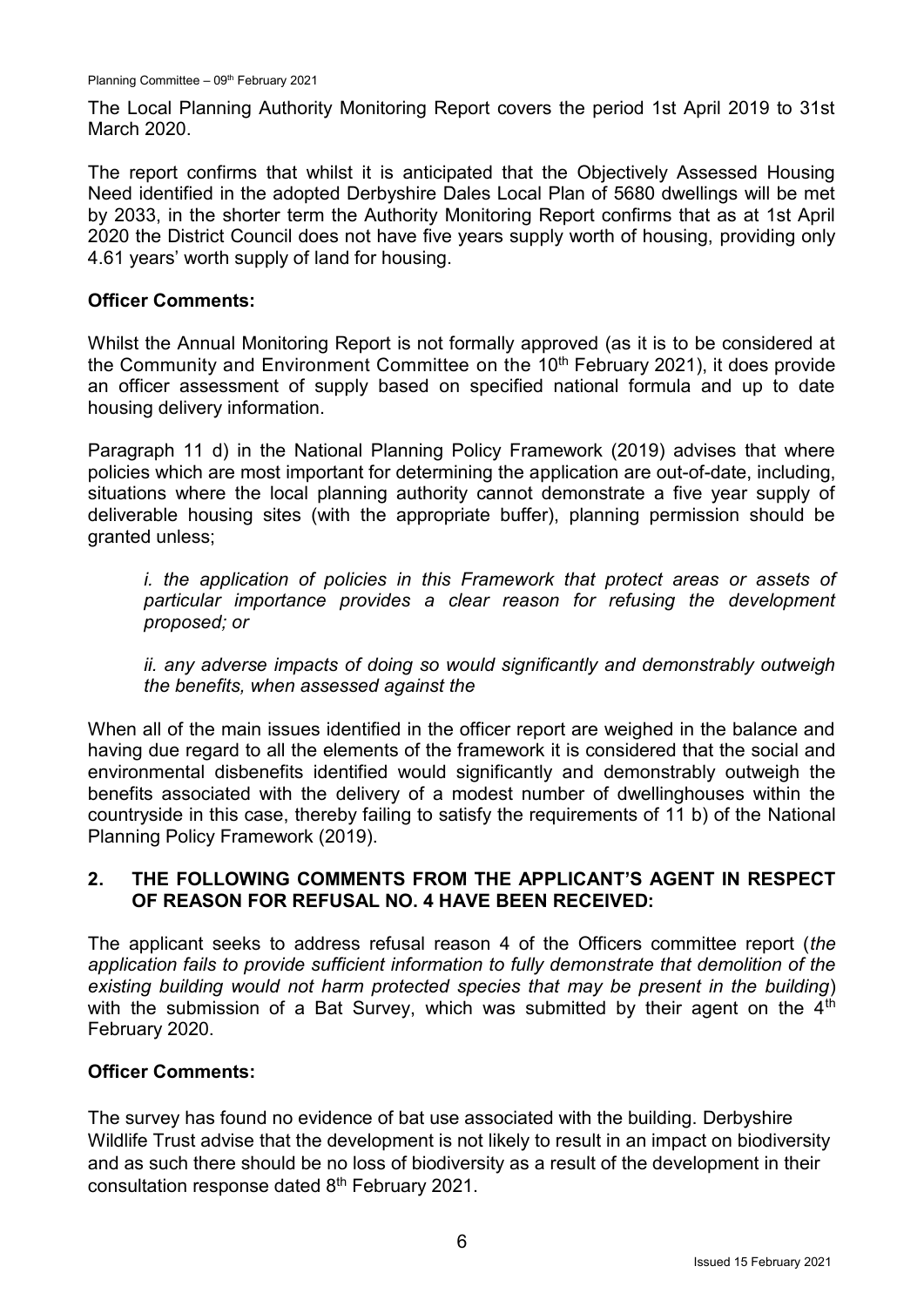The Local Planning Authority Monitoring Report covers the period 1st April 2019 to 31st March 2020.

The report confirms that whilst it is anticipated that the Objectively Assessed Housing Need identified in the adopted Derbyshire Dales Local Plan of 5680 dwellings will be met by 2033, in the shorter term the Authority Monitoring Report confirms that as at 1st April 2020 the District Council does not have five years supply worth of housing, providing only 4.61 years' worth supply of land for housing.

**Officer Comments:**

Whilst the Annual Monitoring Report is not formally approved (as it is to be considered at the Community and Environment Committee on the 10th February 2021), it does provide an officer assessment of supply based on specified national formula and up to date housing delivery information.

Paragraph 11 d) in the National Planning Policy Framework (2019) advises that where policies which are most important for determining the application are out-of-date, including, situations where the local planning authority cannot demonstrate a five year supply of deliverable housing sites (with the appropriate buffer), planning permission should be granted unless;

> *i. the application of policies in this Framework that protect areas or assets of particular importance provides a clear reason for refusing the development proposed; or*
>
> *ii. any adverse impacts of doing so would significantly and demonstrably outweigh the benefits, when assessed against the*

When all of the main issues identified in the officer report are weighed in the balance and having due regard to all the elements of the framework it is considered that the social and environmental disbenefits identified would significantly and demonstrably outweigh the benefits associated with the delivery of a modest number of dwellinghouses within the countryside in this case, thereby failing to satisfy the requirements of 11 b) of the National Planning Policy Framework (2019).

## 2. THE FOLLOWING COMMENTS FROM THE APPLICANT'S AGENT IN RESPECT OF REASON FOR REFUSAL NO. 4 HAVE BEEN RECEIVED:

The applicant seeks to address refusal reason 4 of the Officers committee report (*the application fails to provide sufficient information to fully demonstrate that demolition of the existing building would not harm protected species that may be present in the building*) with the submission of a Bat Survey, which was submitted by their agent on the 4th February 2020.

**Officer Comments:**

The survey has found no evidence of bat use associated with the building. Derbyshire Wildlife Trust advise that the development is not likely to result in an impact on biodiversity and as such there should be no loss of biodiversity as a result of the development in their consultation response dated 8th February 2021.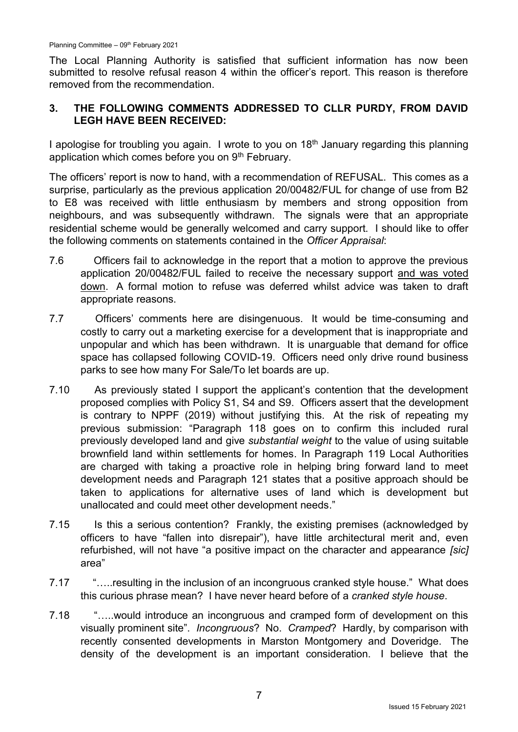The Local Planning Authority is satisfied that sufficient information has now been submitted to resolve refusal reason 4 within the officer's report. This reason is therefore removed from the recommendation.

## 3. THE FOLLOWING COMMENTS ADDRESSED TO CLLR PURDY, FROM DAVID LEGH HAVE BEEN RECEIVED:

I apologise for troubling you again. I wrote to you on 18th January regarding this planning application which comes before you on 9th February.

The officers' report is now to hand, with a recommendation of REFUSAL. This comes as a surprise, particularly as the previous application 20/00482/FUL for change of use from B2 to E8 was received with little enthusiasm by members and strong opposition from neighbours, and was subsequently withdrawn. The signals were that an appropriate residential scheme would be generally welcomed and carry support. I should like to offer the following comments on statements contained in the *Officer Appraisal*:

7.6 Officers fail to acknowledge in the report that a motion to approve the previous application 20/00482/FUL failed to receive the necessary support and was voted down. A formal motion to refuse was deferred whilst advice was taken to draft appropriate reasons.

7.7 Officers' comments here are disingenuous. It would be time-consuming and costly to carry out a marketing exercise for a development that is inappropriate and unpopular and which has been withdrawn. It is unarguable that demand for office space has collapsed following COVID-19. Officers need only drive round business parks to see how many For Sale/To let boards are up.

7.10 As previously stated I support the applicant's contention that the development proposed complies with Policy S1, S4 and S9. Officers assert that the development is contrary to NPPF (2019) without justifying this. At the risk of repeating my previous submission: "Paragraph 118 goes on to confirm this included rural previously developed land and give *substantial weight* to the value of using suitable brownfield land within settlements for homes. In Paragraph 119 Local Authorities are charged with taking a proactive role in helping bring forward land to meet development needs and Paragraph 121 states that a positive approach should be taken to applications for alternative uses of land which is development but unallocated and could meet other development needs."

7.15 Is this a serious contention? Frankly, the existing premises (acknowledged by officers to have "fallen into disrepair"), have little architectural merit and, even refurbished, will not have "a positive impact on the character and appearance *[sic]* area"

7.17 "…..resulting in the inclusion of an incongruous cranked style house." What does this curious phrase mean? I have never heard before of a *cranked style house*.

7.18 "…..would introduce an incongruous and cramped form of development on this visually prominent site". *Incongruous*? No. *Cramped*? Hardly, by comparison with recently consented developments in Marston Montgomery and Doveridge. The density of the development is an important consideration. I believe that the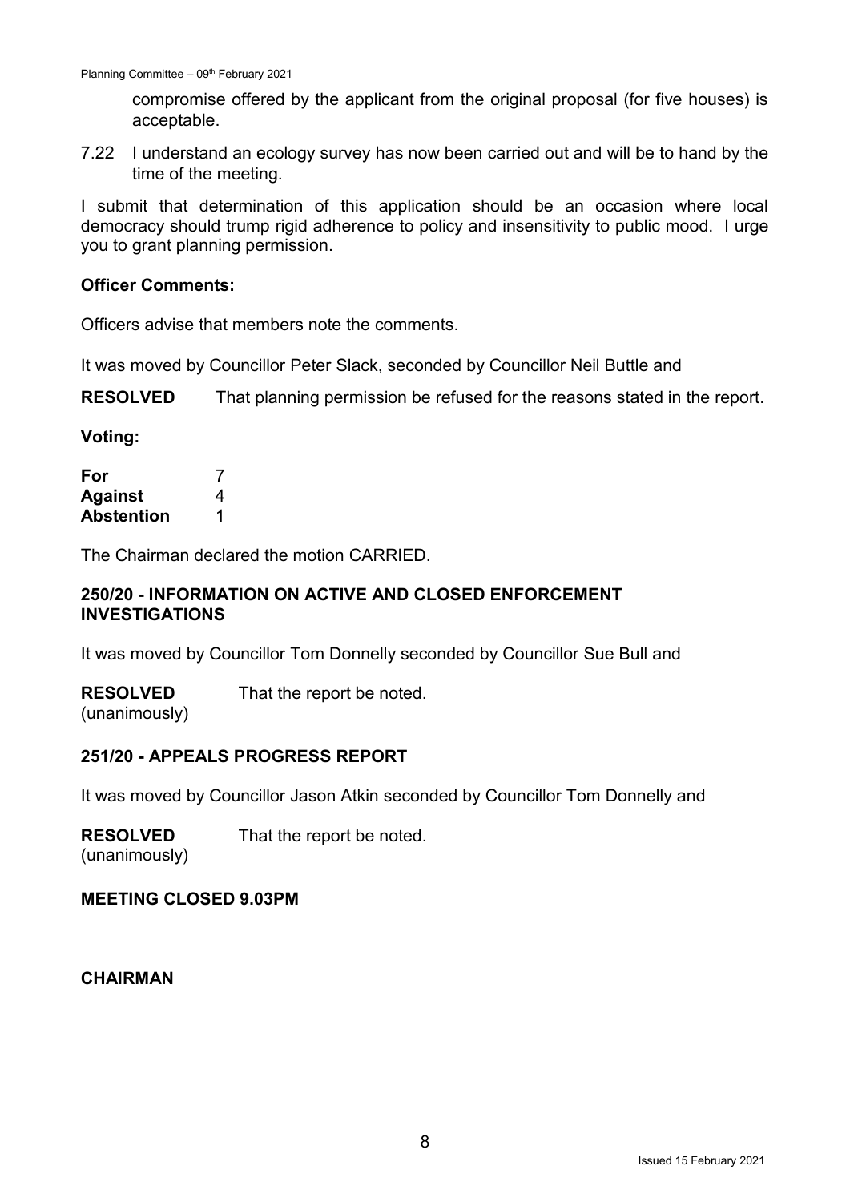compromise offered by the applicant from the original proposal (for five houses) is acceptable.

7.22 I understand an ecology survey has now been carried out and will be to hand by the time of the meeting.

I submit that determination of this application should be an occasion where local democracy should trump rigid adherence to policy and insensitivity to public mood. I urge you to grant planning permission.

**Officer Comments:**

Officers advise that members note the comments.

It was moved by Councillor Peter Slack, seconded by Councillor Neil Buttle and

**RESOLVED** That planning permission be refused for the reasons stated in the report.

**Voting:**

| | |
|---|---|
| **For** | 7 |
| **Against** | 4 |
| **Abstention** | 1 |

The Chairman declared the motion CARRIED.

## 250/20 - INFORMATION ON ACTIVE AND CLOSED ENFORCEMENT INVESTIGATIONS

It was moved by Councillor Tom Donnelly seconded by Councillor Sue Bull and

**RESOLVED** That the report be noted.
(unanimously)

## 251/20 - APPEALS PROGRESS REPORT

It was moved by Councillor Jason Atkin seconded by Councillor Tom Donnelly and

**RESOLVED** That the report be noted.
(unanimously)

**MEETING CLOSED 9.03PM**

**CHAIRMAN**